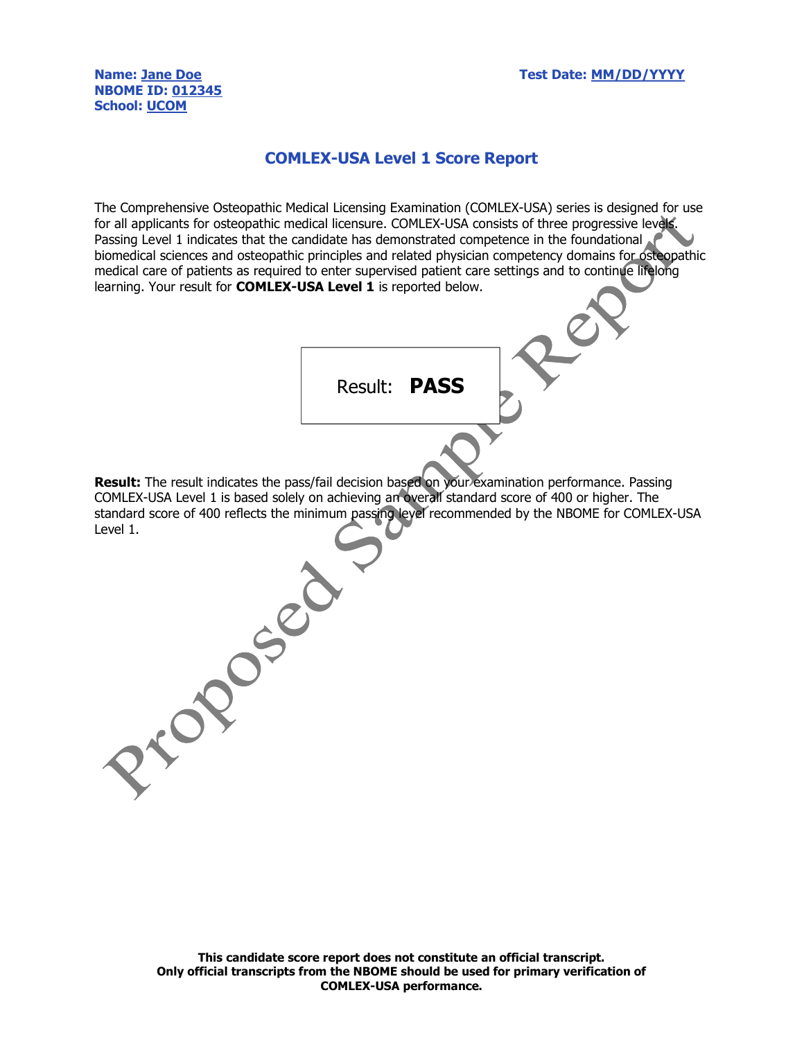**Name: Jane Doe**
**NBOME ID: 012345**
**School: UCOM**

**Test Date: MM/DD/YYYY**

## COMLEX-USA Level 1 Score Report

The Comprehensive Osteopathic Medical Licensing Examination (COMLEX-USA) series is designed for use for all applicants for osteopathic medical licensure. COMLEX-USA consists of three progressive levels. Passing Level 1 indicates that the candidate has demonstrated competence in the foundational biomedical sciences and osteopathic principles and related physician competency domains for osteopathic medical care of patients as required to enter supervised patient care settings and to continue lifelong learning. Your result for **COMLEX-USA Level 1** is reported below.

| Result: **PASS** |
|---|

**Result:** The result indicates the pass/fail decision based on your examination performance. Passing COMLEX-USA Level 1 is based solely on achieving an overall standard score of 400 or higher. The standard score of 400 reflects the minimum passing level recommended by the NBOME for COMLEX-USA Level 1.

Proposed Sample Report

**This candidate score report does not constitute an official transcript.**
**Only official transcripts from the NBOME should be used for primary verification of COMLEX-USA performance.**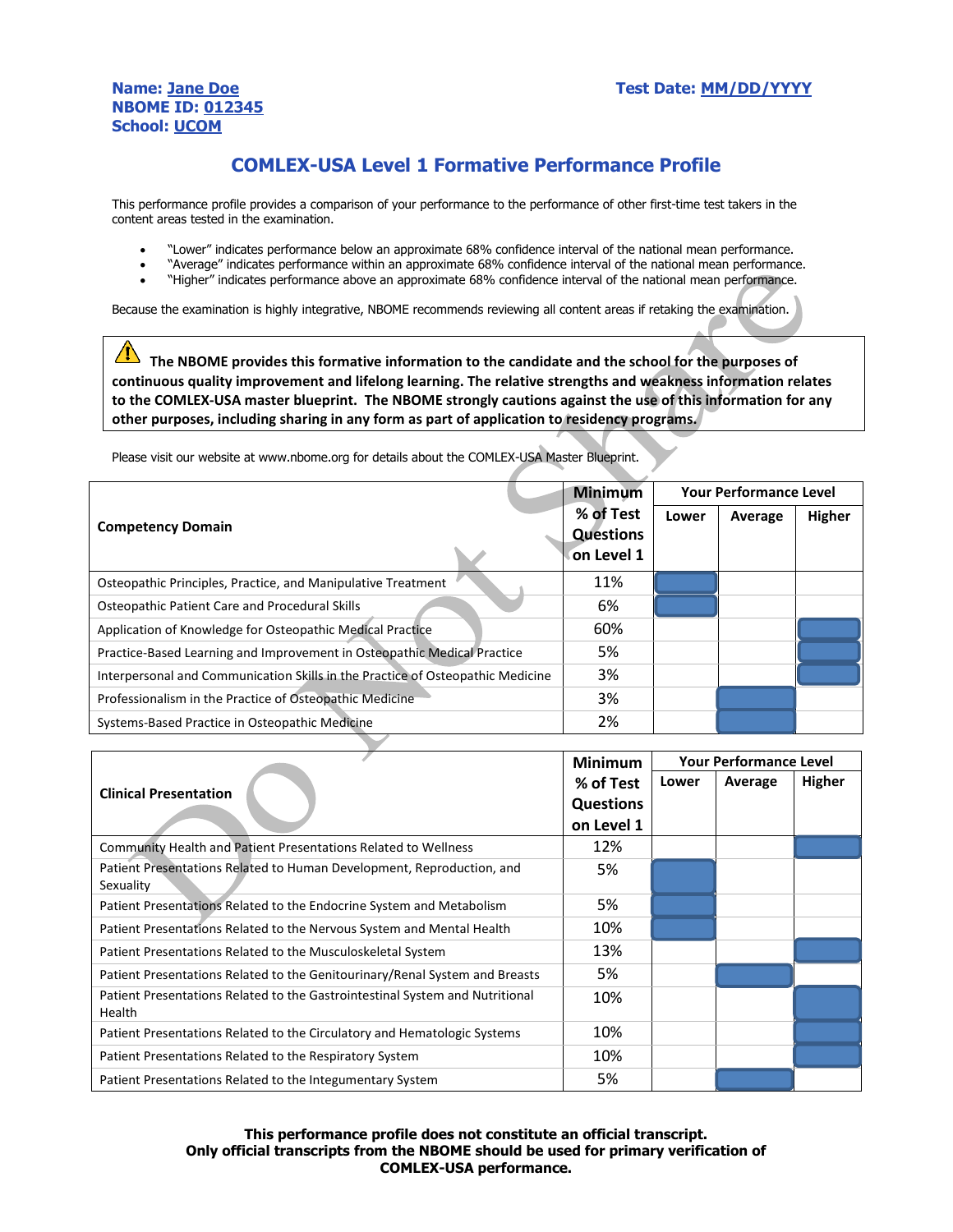**Name: Jane Doe**
**NBOME ID: 012345**
**School: UCOM**

**Test Date: MM/DD/YYYY**

## COMLEX-USA Level 1 Formative Performance Profile

This performance profile provides a comparison of your performance to the performance of other first-time test takers in the content areas tested in the examination.

- "Lower" indicates performance below an approximate 68% confidence interval of the national mean performance.
- "Average" indicates performance within an approximate 68% confidence interval of the national mean performance.
- "Higher" indicates performance above an approximate 68% confidence interval of the national mean performance.

Because the examination is highly integrative, NBOME recommends reviewing all content areas if retaking the examination.

⚠ **The NBOME provides this formative information to the candidate and the school for the purposes of continuous quality improvement and lifelong learning. The relative strengths and weakness information relates to the COMLEX-USA master blueprint. The NBOME strongly cautions against the use of this information for any other purposes, including sharing in any form as part of application to residency programs.**

Please visit our website at www.nbome.org for details about the COMLEX-USA Master Blueprint.

| Competency Domain | Minimum % of Test Questions on Level 1 | Your Performance Level | | |
|---|---|---|---|---|
| | | Lower | Average | Higher |
| Osteopathic Principles, Practice, and Manipulative Treatment | 11% | ■ | | |
| Osteopathic Patient Care and Procedural Skills | 6% | ■ | | |
| Application of Knowledge for Osteopathic Medical Practice | 60% | | | ■ |
| Practice-Based Learning and Improvement in Osteopathic Medical Practice | 5% | | | ■ |
| Interpersonal and Communication Skills in the Practice of Osteopathic Medicine | 3% | | | ■ |
| Professionalism in the Practice of Osteopathic Medicine | 3% | | ■ | |
| Systems-Based Practice in Osteopathic Medicine | 2% | | ■ | |

| Clinical Presentation | Minimum % of Test Questions on Level 1 | Your Performance Level | | |
|---|---|---|---|---|
| | | Lower | Average | Higher |
| Community Health and Patient Presentations Related to Wellness | 12% | | | ■ |
| Patient Presentations Related to Human Development, Reproduction, and Sexuality | 5% | ■ | | |
| Patient Presentations Related to the Endocrine System and Metabolism | 5% | ■ | | |
| Patient Presentations Related to the Nervous System and Mental Health | 10% | ■ | | |
| Patient Presentations Related to the Musculoskeletal System | 13% | | | ■ |
| Patient Presentations Related to the Genitourinary/Renal System and Breasts | 5% | | ■ | |
| Patient Presentations Related to the Gastrointestinal System and Nutritional Health | 10% | | | ■ |
| Patient Presentations Related to the Circulatory and Hematologic Systems | 10% | | | ■ |
| Patient Presentations Related to the Respiratory System | 10% | | | ■ |
| Patient Presentations Related to the Integumentary System | 5% | | ■ | |

**This performance profile does not constitute an official transcript.**
**Only official transcripts from the NBOME should be used for primary verification of COMLEX-USA performance.**